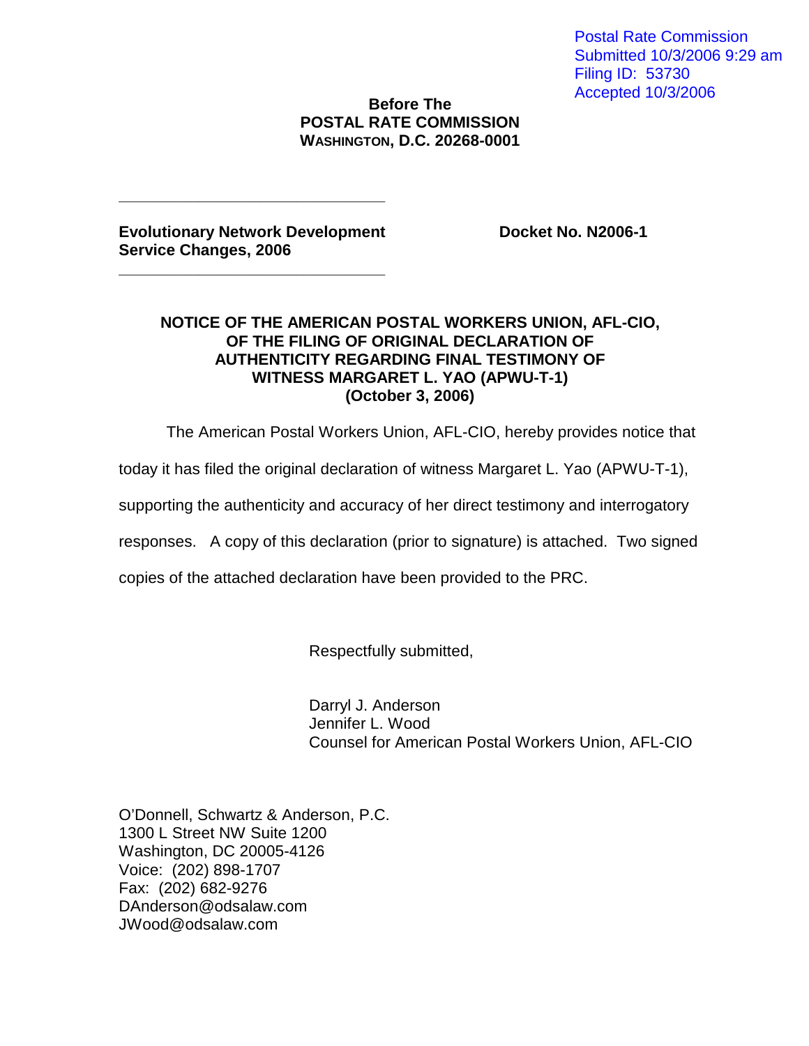Postal Rate Commission
Submitted 10/3/2006 9:29 am
Filing ID: 53730
Accepted 10/3/2006

**Before The**
**POSTAL RATE COMMISSION**
**WASHINGTON, D.C. 20268-0001**

---

**Evolutionary Network Development Service Changes, 2006** | **Docket No. N2006-1**

---

**NOTICE OF THE AMERICAN POSTAL WORKERS UNION, AFL-CIO, OF THE FILING OF ORIGINAL DECLARATION OF AUTHENTICITY REGARDING FINAL TESTIMONY OF WITNESS MARGARET L. YAO (APWU-T-1)**
**(October 3, 2006)**

The American Postal Workers Union, AFL-CIO, hereby provides notice that today it has filed the original declaration of witness Margaret L. Yao (APWU-T-1), supporting the authenticity and accuracy of her direct testimony and interrogatory responses. A copy of this declaration (prior to signature) is attached. Two signed copies of the attached declaration have been provided to the PRC.

Respectfully submitted,

Darryl J. Anderson
Jennifer L. Wood
Counsel for American Postal Workers Union, AFL-CIO

O'Donnell, Schwartz & Anderson, P.C.
1300 L Street NW Suite 1200
Washington, DC 20005-4126
Voice: (202) 898-1707
Fax: (202) 682-9276
DAnderson@odsalaw.com
JWood@odsalaw.com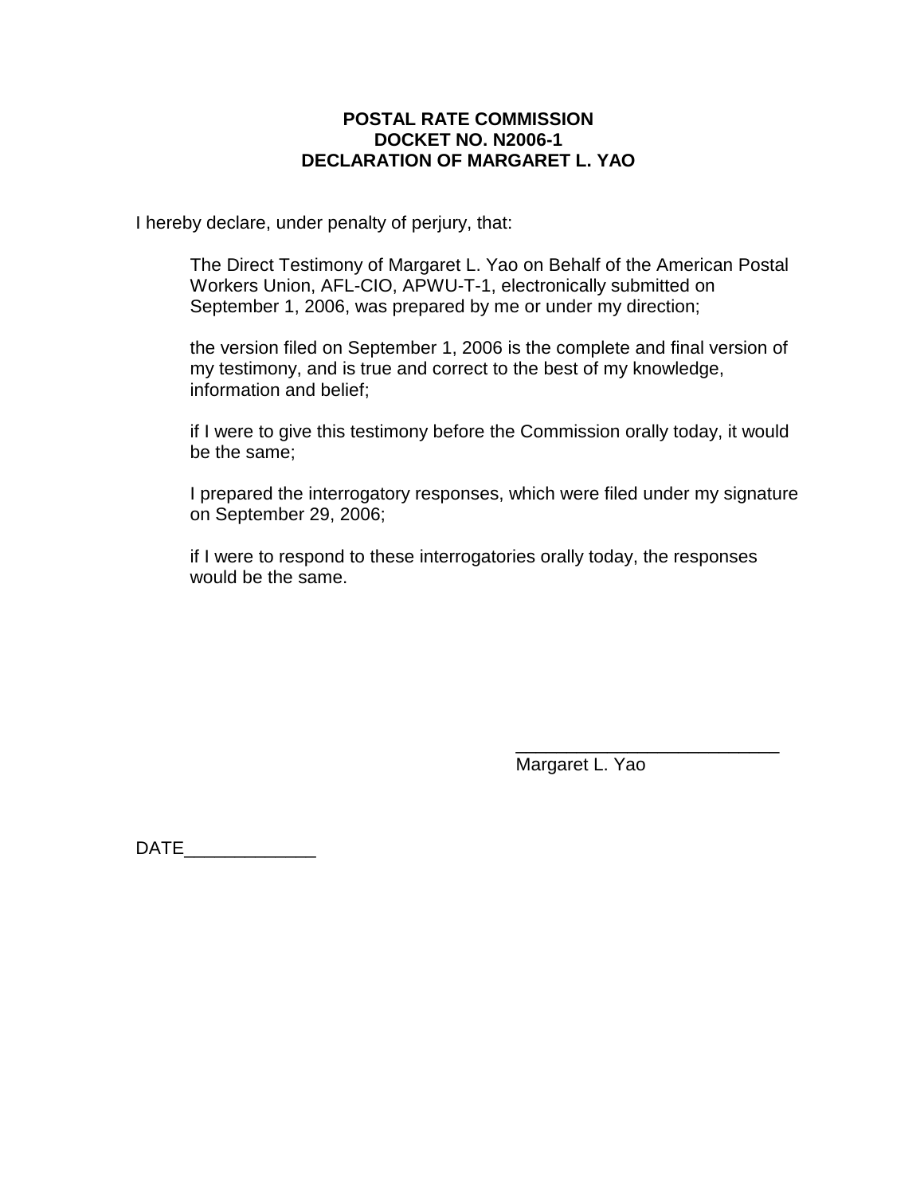**POSTAL RATE COMMISSION**
**DOCKET NO. N2006-1**
**DECLARATION OF MARGARET L. YAO**

I hereby declare, under penalty of perjury, that:

> The Direct Testimony of Margaret L. Yao on Behalf of the American Postal Workers Union, AFL-CIO, APWU-T-1, electronically submitted on September 1, 2006, was prepared by me or under my direction;
>
> the version filed on September 1, 2006 is the complete and final version of my testimony, and is true and correct to the best of my knowledge, information and belief;
>
> if I were to give this testimony before the Commission orally today, it would be the same;
>
> I prepared the interrogatory responses, which were filed under my signature on September 29, 2006;
>
> if I were to respond to these interrogatories orally today, the responses would be the same.

__________________________
Margaret L. Yao

DATE_____________